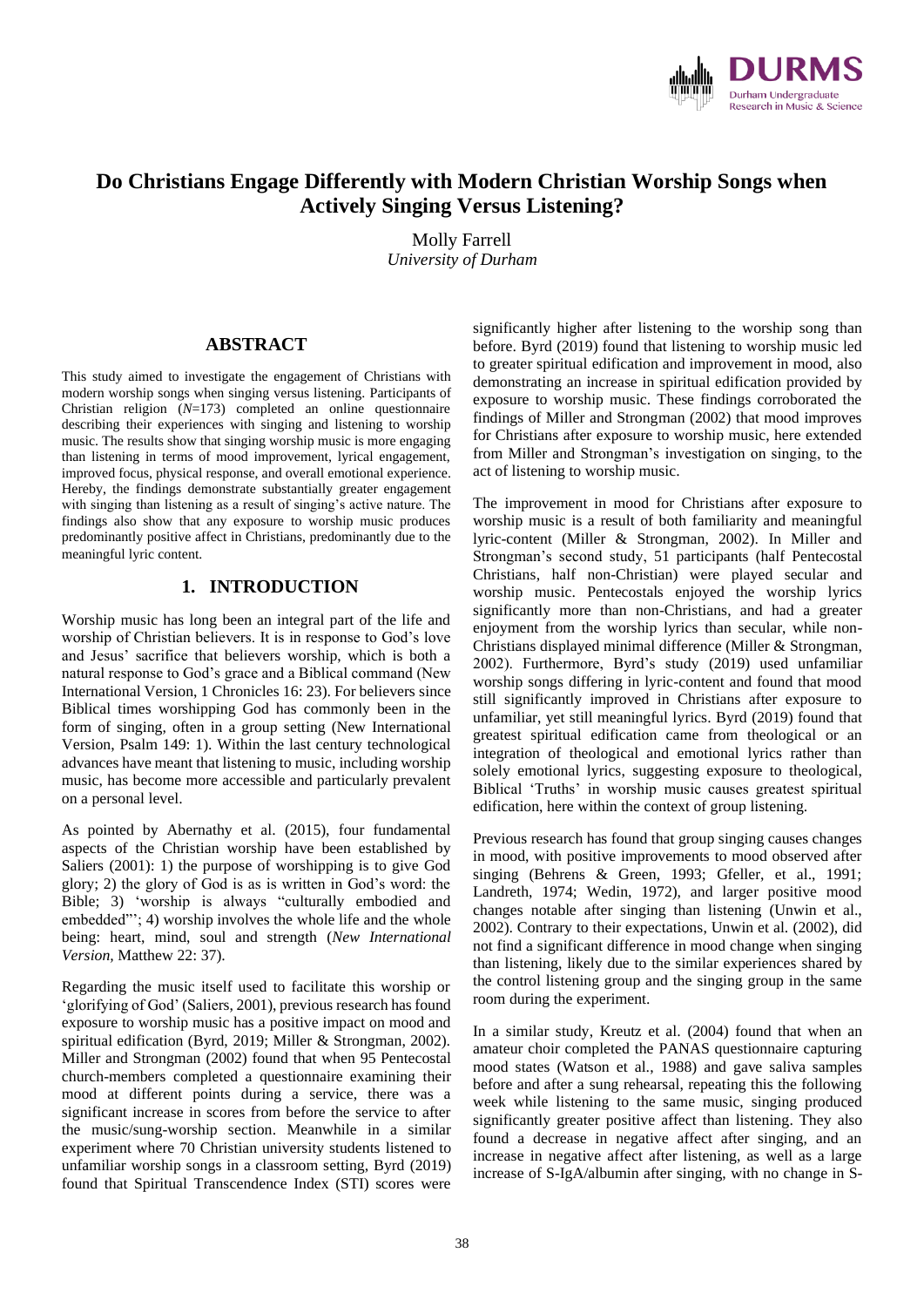# Do Christians Engage Differently with Modern Christian Worship Songs when Actively Singing Versus Listening?

Molly Farrell
*University of Durham*

## ABSTRACT

This study aimed to investigate the engagement of Christians with modern worship songs when singing versus listening. Participants of Christian religion (*N*=173) completed an online questionnaire describing their experiences with singing and listening to worship music. The results show that singing worship music is more engaging than listening in terms of mood improvement, lyrical engagement, improved focus, physical response, and overall emotional experience. Hereby, the findings demonstrate substantially greater engagement with singing than listening as a result of singing's active nature. The findings also show that any exposure to worship music produces predominantly positive affect in Christians, predominantly due to the meaningful lyric content.

## 1. INTRODUCTION

Worship music has long been an integral part of the life and worship of Christian believers. It is in response to God's love and Jesus' sacrifice that believers worship, which is both a natural response to God's grace and a Biblical command (New International Version, 1 Chronicles 16: 23). For believers since Biblical times worshipping God has commonly been in the form of singing, often in a group setting (New International Version, Psalm 149: 1). Within the last century technological advances have meant that listening to music, including worship music, has become more accessible and particularly prevalent on a personal level.

As pointed by Abernathy et al. (2015), four fundamental aspects of the Christian worship have been established by Saliers (2001): 1) the purpose of worshipping is to give God glory; 2) the glory of God is as is written in God's word: the Bible; 3) 'worship is always "culturally embodied and embedded"'; 4) worship involves the whole life and the whole being: heart, mind, soul and strength (*New International Version*, Matthew 22: 37).

Regarding the music itself used to facilitate this worship or 'glorifying of God' (Saliers, 2001), previous research has found exposure to worship music has a positive impact on mood and spiritual edification (Byrd, 2019; Miller & Strongman, 2002). Miller and Strongman (2002) found that when 95 Pentecostal church-members completed a questionnaire examining their mood at different points during a service, there was a significant increase in scores from before the service to after the music/sung-worship section. Meanwhile in a similar experiment where 70 Christian university students listened to unfamiliar worship songs in a classroom setting, Byrd (2019) found that Spiritual Transcendence Index (STI) scores were significantly higher after listening to the worship song than before. Byrd (2019) found that listening to worship music led to greater spiritual edification and improvement in mood, also demonstrating an increase in spiritual edification provided by exposure to worship music. These findings corroborated the findings of Miller and Strongman (2002) that mood improves for Christians after exposure to worship music, here extended from Miller and Strongman's investigation on singing, to the act of listening to worship music.

The improvement in mood for Christians after exposure to worship music is a result of both familiarity and meaningful lyric-content (Miller & Strongman, 2002). In Miller and Strongman's second study, 51 participants (half Pentecostal Christians, half non-Christian) were played secular and worship music. Pentecostals enjoyed the worship lyrics significantly more than non-Christians, and had a greater enjoyment from the worship lyrics than secular, while non-Christians displayed minimal difference (Miller & Strongman, 2002). Furthermore, Byrd's study (2019) used unfamiliar worship songs differing in lyric-content and found that mood still significantly improved in Christians after exposure to unfamiliar, yet still meaningful lyrics. Byrd (2019) found that greatest spiritual edification came from theological or an integration of theological and emotional lyrics rather than solely emotional lyrics, suggesting exposure to theological, Biblical 'Truths' in worship music causes greatest spiritual edification, here within the context of group listening.

Previous research has found that group singing causes changes in mood, with positive improvements to mood observed after singing (Behrens & Green, 1993; Gfeller, et al., 1991; Landreth, 1974; Wedin, 1972), and larger positive mood changes notable after singing than listening (Unwin et al., 2002). Contrary to their expectations, Unwin et al. (2002), did not find a significant difference in mood change when singing than listening, likely due to the similar experiences shared by the control listening group and the singing group in the same room during the experiment.

In a similar study, Kreutz et al. (2004) found that when an amateur choir completed the PANAS questionnaire capturing mood states (Watson et al., 1988) and gave saliva samples before and after a sung rehearsal, repeating this the following week while listening to the same music, singing produced significantly greater positive affect than listening. They also found a decrease in negative affect after singing, and an increase in negative affect after listening, as well as a large increase of S-IgA/albumin after singing, with no change in S-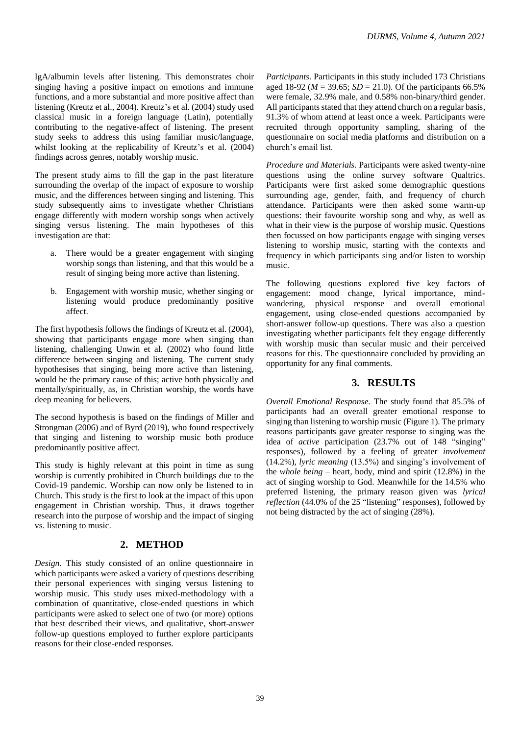IgA/albumin levels after listening. This demonstrates choir singing having a positive impact on emotions and immune functions, and a more substantial and more positive affect than listening (Kreutz et al., 2004). Kreutz's et al. (2004) study used classical music in a foreign language (Latin), potentially contributing to the negative-affect of listening. The present study seeks to address this using familiar music/language, whilst looking at the replicability of Kreutz's et al. (2004) findings across genres, notably worship music.

The present study aims to fill the gap in the past literature surrounding the overlap of the impact of exposure to worship music, and the differences between singing and listening. This study subsequently aims to investigate whether Christians engage differently with modern worship songs when actively singing versus listening. The main hypotheses of this investigation are that:

a. There would be a greater engagement with singing worship songs than listening, and that this would be a result of singing being more active than listening.

b. Engagement with worship music, whether singing or listening would produce predominantly positive affect.

The first hypothesis follows the findings of Kreutz et al. (2004), showing that participants engage more when singing than listening, challenging Unwin et al. (2002) who found little difference between singing and listening. The current study hypothesises that singing, being more active than listening, would be the primary cause of this; active both physically and mentally/spiritually, as, in Christian worship, the words have deep meaning for believers.

The second hypothesis is based on the findings of Miller and Strongman (2006) and of Byrd (2019), who found respectively that singing and listening to worship music both produce predominantly positive affect.

This study is highly relevant at this point in time as sung worship is currently prohibited in Church buildings due to the Covid-19 pandemic. Worship can now only be listened to in Church. This study is the first to look at the impact of this upon engagement in Christian worship. Thus, it draws together research into the purpose of worship and the impact of singing vs. listening to music.

## 2. METHOD

*Design.* This study consisted of an online questionnaire in which participants were asked a variety of questions describing their personal experiences with singing versus listening to worship music. This study uses mixed-methodology with a combination of quantitative, close-ended questions in which participants were asked to select one of two (or more) options that best described their views, and qualitative, short-answer follow-up questions employed to further explore participants reasons for their close-ended responses.

*Participants.* Participants in this study included 173 Christians aged 18-92 ($M$ = 39.65; $SD$ = 21.0). Of the participants 66.5% were female, 32.9% male, and 0.58% non-binary/third gender. All participants stated that they attend church on a regular basis, 91.3% of whom attend at least once a week. Participants were recruited through opportunity sampling, sharing of the questionnaire on social media platforms and distribution on a church's email list.

*Procedure and Materials.* Participants were asked twenty-nine questions using the online survey software Qualtrics. Participants were first asked some demographic questions surrounding age, gender, faith, and frequency of church attendance. Participants were then asked some warm-up questions: their favourite worship song and why, as well as what in their view is the purpose of worship music. Questions then focussed on how participants engage with singing verses listening to worship music, starting with the contexts and frequency in which participants sing and/or listen to worship music.

The following questions explored five key factors of engagement: mood change, lyrical importance, mind-wandering, physical response and overall emotional engagement, using close-ended questions accompanied by short-answer follow-up questions. There was also a question investigating whether participants felt they engage differently with worship music than secular music and their perceived reasons for this. The questionnaire concluded by providing an opportunity for any final comments.

## 3. RESULTS

*Overall Emotional Response.* The study found that 85.5% of participants had an overall greater emotional response to singing than listening to worship music (Figure 1). The primary reasons participants gave greater response to singing was the idea of *active* participation (23.7% out of 148 "singing" responses), followed by a feeling of greater *involvement* (14.2%), *lyric meaning* (13.5%) and singing's involvement of the *whole being* – heart, body, mind and spirit (12.8%) in the act of singing worship to God. Meanwhile for the 14.5% who preferred listening, the primary reason given was *lyrical reflection* (44.0% of the 25 "listening" responses), followed by not being distracted by the act of singing (28%).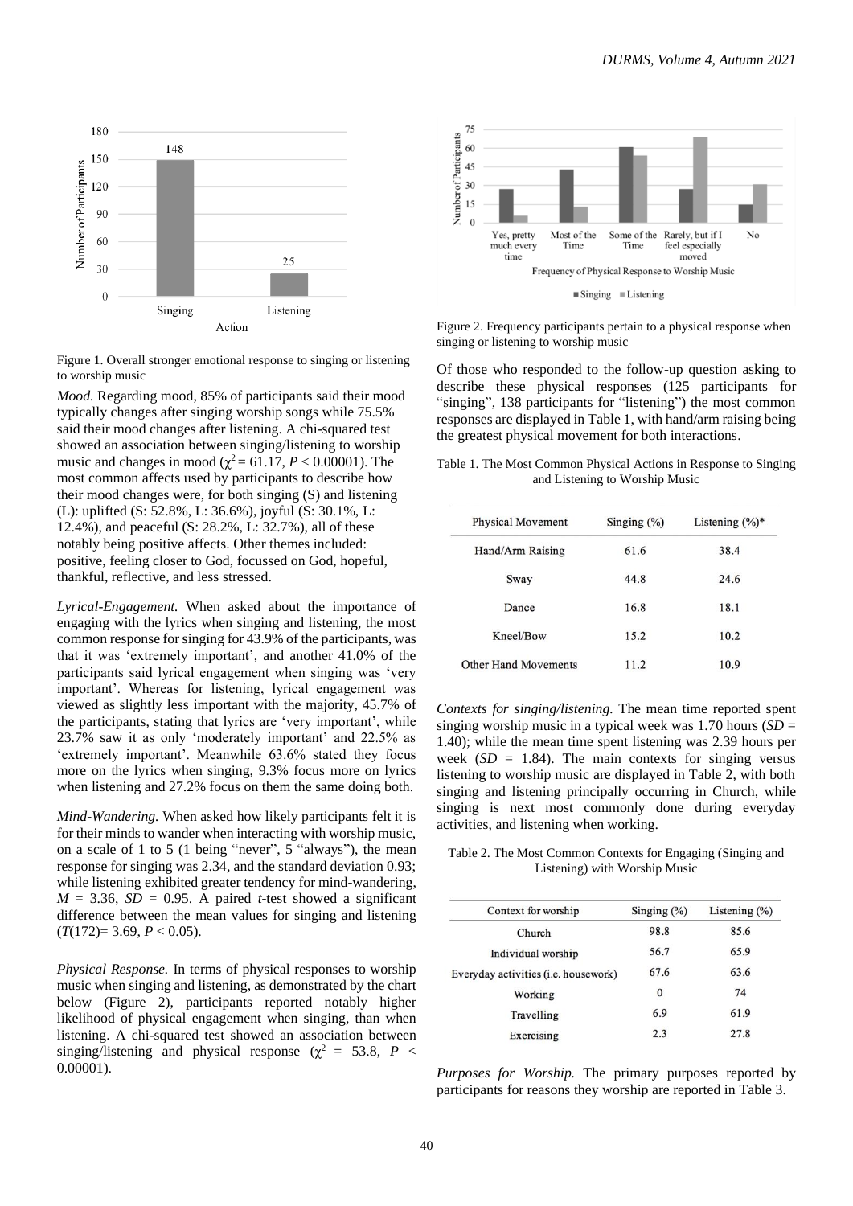Figure 1. Overall stronger emotional response to singing or listening to worship music

*Mood.* Regarding mood, 85% of participants said their mood typically changes after singing worship songs while 75.5% said their mood changes after listening. A chi-squared test showed an association between singing/listening to worship music and changes in mood ($\chi^2 = 61.17$, $P < 0.00001$). The most common affects used by participants to describe how their mood changes were, for both singing (S) and listening (L): uplifted (S: 52.8%, L: 36.6%), joyful (S: 30.1%, L: 12.4%), and peaceful (S: 28.2%, L: 32.7%), all of these notably being positive affects. Other themes included: positive, feeling closer to God, focussed on God, hopeful, thankful, reflective, and less stressed.

*Lyrical-Engagement.* When asked about the importance of engaging with the lyrics when singing and listening, the most common response for singing for 43.9% of the participants, was that it was 'extremely important', and another 41.0% of the participants said lyrical engagement when singing was 'very important'. Whereas for listening, lyrical engagement was viewed as slightly less important with the majority, 45.7% of the participants, stating that lyrics are 'very important', while 23.7% saw it as only 'moderately important' and 22.5% as 'extremely important'. Meanwhile 63.6% stated they focus more on the lyrics when singing, 9.3% focus more on lyrics when listening and 27.2% focus on them the same doing both.

*Mind-Wandering.* When asked how likely participants felt it is for their minds to wander when interacting with worship music, on a scale of 1 to 5 (1 being "never", 5 "always"), the mean response for singing was 2.34, and the standard deviation 0.93; while listening exhibited greater tendency for mind-wandering, $M = 3.36$, $SD = 0.95$. A paired *t*-test showed a significant difference between the mean values for singing and listening ($T(172) = 3.69$, $P < 0.05$).

*Physical Response.* In terms of physical responses to worship music when singing and listening, as demonstrated by the chart below (Figure 2), participants reported notably higher likelihood of physical engagement when singing, than when listening. A chi-squared test showed an association between singing/listening and physical response ($\chi^2 = 53.8$, $P < 0.00001$).

Figure 2. Frequency participants pertain to a physical response when singing or listening to worship music

Of those who responded to the follow-up question asking to describe these physical responses (125 participants for "singing", 138 participants for "listening") the most common responses are displayed in Table 1, with hand/arm raising being the greatest physical movement for both interactions.

Table 1. The Most Common Physical Actions in Response to Singing and Listening to Worship Music

| Physical Movement | Singing (%) | Listening (%)* |
|---|---|---|
| Hand/Arm Raising | 61.6 | 38.4 |
| Sway | 44.8 | 24.6 |
| Dance | 16.8 | 18.1 |
| Kneel/Bow | 15.2 | 10.2 |
| Other Hand Movements | 11.2 | 10.9 |

*Contexts for singing/listening.* The mean time reported spent singing worship music in a typical week was 1.70 hours ($SD = 1.40$); while the mean time spent listening was 2.39 hours per week ($SD = 1.84$). The main contexts for singing versus listening to worship music are displayed in Table 2, with both singing and listening principally occurring in Church, while singing is next most commonly done during everyday activities, and listening when working.

Table 2. The Most Common Contexts for Engaging (Singing and Listening) with Worship Music

| Context for worship | Singing (%) | Listening (%) |
|---|---|---|
| Church | 98.8 | 85.6 |
| Individual worship | 56.7 | 65.9 |
| Everyday activities (i.e. housework) | 67.6 | 63.6 |
| Working | 0 | 74 |
| Travelling | 6.9 | 61.9 |
| Exercising | 2.3 | 27.8 |

*Purposes for Worship.* The primary purposes reported by participants for reasons they worship are reported in Table 3.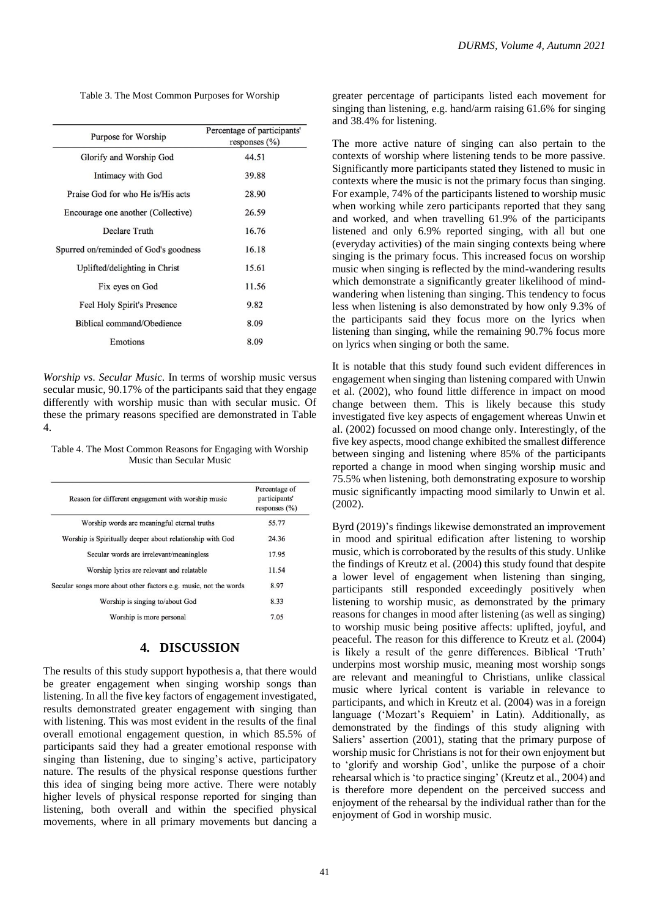Table 3. The Most Common Purposes for Worship

| Purpose for Worship | Percentage of participants' responses (%) |
|---|---|
| Glorify and Worship God | 44.51 |
| Intimacy with God | 39.88 |
| Praise God for who He is/His acts | 28.90 |
| Encourage one another (Collective) | 26.59 |
| Declare Truth | 16.76 |
| Spurred on/reminded of God's goodness | 16.18 |
| Uplifted/delighting in Christ | 15.61 |
| Fix eyes on God | 11.56 |
| Feel Holy Spirit's Presence | 9.82 |
| Biblical command/Obedience | 8.09 |
| Emotions | 8.09 |

*Worship vs. Secular Music.* In terms of worship music versus secular music, 90.17% of the participants said that they engage differently with worship music than with secular music. Of these the primary reasons specified are demonstrated in Table 4.

Table 4. The Most Common Reasons for Engaging with Worship Music than Secular Music

| Reason for different engagement with worship music | Percentage of participants' responses (%) |
|---|---|
| Worship words are meaningful eternal truths | 55.77 |
| Worship is Spiritually deeper about relationship with God | 24.36 |
| Secular words are irrelevant/meaningless | 17.95 |
| Worship lyrics are relevant and relatable | 11.54 |
| Secular songs more about other factors e.g. music, not the words | 8.97 |
| Worship is singing to/about God | 8.33 |
| Worship is more personal | 7.05 |

## 4. DISCUSSION

The results of this study support hypothesis a, that there would be greater engagement when singing worship songs than listening. In all the five key factors of engagement investigated, results demonstrated greater engagement with singing than with listening. This was most evident in the results of the final overall emotional engagement question, in which 85.5% of participants said they had a greater emotional response with singing than listening, due to singing's active, participatory nature. The results of the physical response questions further this idea of singing being more active. There were notably higher levels of physical response reported for singing than listening, both overall and within the specified physical movements, where in all primary movements but dancing a greater percentage of participants listed each movement for singing than listening, e.g. hand/arm raising 61.6% for singing and 38.4% for listening.

The more active nature of singing can also pertain to the contexts of worship where listening tends to be more passive. Significantly more participants stated they listened to music in contexts where the music is not the primary focus than singing. For example, 74% of the participants listened to worship music when working while zero participants reported that they sang and worked, and when travelling 61.9% of the participants listened and only 6.9% reported singing, with all but one (everyday activities) of the main singing contexts being where singing is the primary focus. This increased focus on worship music when singing is reflected by the mind-wandering results which demonstrate a significantly greater likelihood of mind-wandering when listening than singing. This tendency to focus less when listening is also demonstrated by how only 9.3% of the participants said they focus more on the lyrics when listening than singing, while the remaining 90.7% focus more on lyrics when singing or both the same.

It is notable that this study found such evident differences in engagement when singing than listening compared with Unwin et al. (2002), who found little difference in impact on mood change between them. This is likely because this study investigated five key aspects of engagement whereas Unwin et al. (2002) focussed on mood change only. Interestingly, of the five key aspects, mood change exhibited the smallest difference between singing and listening where 85% of the participants reported a change in mood when singing worship music and 75.5% when listening, both demonstrating exposure to worship music significantly impacting mood similarly to Unwin et al. (2002).

Byrd (2019)'s findings likewise demonstrated an improvement in mood and spiritual edification after listening to worship music, which is corroborated by the results of this study. Unlike the findings of Kreutz et al. (2004) this study found that despite a lower level of engagement when listening than singing, participants still responded exceedingly positively when listening to worship music, as demonstrated by the primary reasons for changes in mood after listening (as well as singing) to worship music being positive affects: uplifted, joyful, and peaceful. The reason for this difference to Kreutz et al. (2004) is likely a result of the genre differences. Biblical 'Truth' underpins most worship music, meaning most worship songs are relevant and meaningful to Christians, unlike classical music where lyrical content is variable in relevance to participants, and which in Kreutz et al. (2004) was in a foreign language ('Mozart's Requiem' in Latin). Additionally, as demonstrated by the findings of this study aligning with Saliers' assertion (2001), stating that the primary purpose of worship music for Christians is not for their own enjoyment but to 'glorify and worship God', unlike the purpose of a choir rehearsal which is 'to practice singing' (Kreutz et al., 2004) and is therefore more dependent on the perceived success and enjoyment of the rehearsal by the individual rather than for the enjoyment of God in worship music.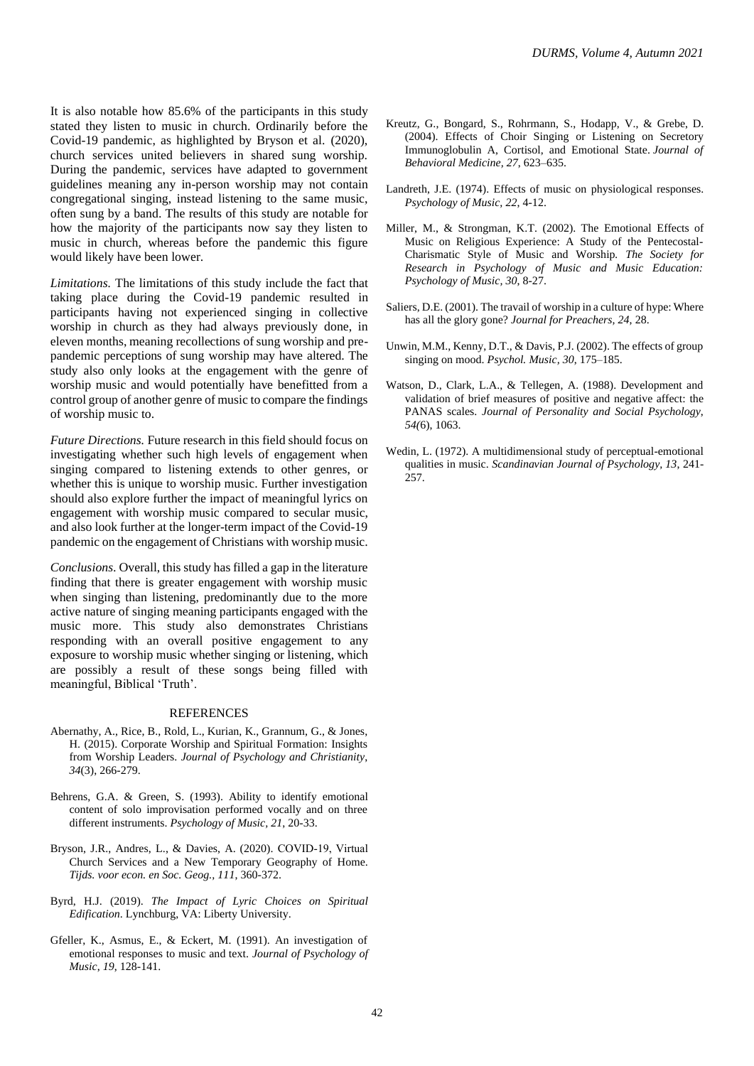It is also notable how 85.6% of the participants in this study stated they listen to music in church. Ordinarily before the Covid-19 pandemic, as highlighted by Bryson et al. (2020), church services united believers in shared sung worship. During the pandemic, services have adapted to government guidelines meaning any in-person worship may not contain congregational singing, instead listening to the same music, often sung by a band. The results of this study are notable for how the majority of the participants now say they listen to music in church, whereas before the pandemic this figure would likely have been lower.

*Limitations.* The limitations of this study include the fact that taking place during the Covid-19 pandemic resulted in participants having not experienced singing in collective worship in church as they had always previously done, in eleven months, meaning recollections of sung worship and pre-pandemic perceptions of sung worship may have altered. The study also only looks at the engagement with the genre of worship music and would potentially have benefitted from a control group of another genre of music to compare the findings of worship music to.

*Future Directions.* Future research in this field should focus on investigating whether such high levels of engagement when singing compared to listening extends to other genres, or whether this is unique to worship music. Further investigation should also explore further the impact of meaningful lyrics on engagement with worship music compared to secular music, and also look further at the longer-term impact of the Covid-19 pandemic on the engagement of Christians with worship music.

*Conclusions*. Overall, this study has filled a gap in the literature finding that there is greater engagement with worship music when singing than listening, predominantly due to the more active nature of singing meaning participants engaged with the music more. This study also demonstrates Christians responding with an overall positive engagement to any exposure to worship music whether singing or listening, which are possibly a result of these songs being filled with meaningful, Biblical 'Truth'.

## REFERENCES

Abernathy, A., Rice, B., Rold, L., Kurian, K., Grannum, G., & Jones, H. (2015). Corporate Worship and Spiritual Formation: Insights from Worship Leaders. *Journal of Psychology and Christianity*, *34*(3), 266-279.

Behrens, G.A. & Green, S. (1993). Ability to identify emotional content of solo improvisation performed vocally and on three different instruments. *Psychology of Music, 21*, 20-33.

Bryson, J.R., Andres, L., & Davies, A. (2020). COVID-19, Virtual Church Services and a New Temporary Geography of Home. *Tijds. voor econ. en Soc. Geog., 111*, 360-372.

Byrd, H.J. (2019). *The Impact of Lyric Choices on Spiritual Edification*. Lynchburg, VA: Liberty University.

Gfeller, K., Asmus, E., & Eckert, M. (1991). An investigation of emotional responses to music and text. *Journal of Psychology of Music, 19*, 128-141.

Kreutz, G., Bongard, S., Rohrmann, S., Hodapp, V., & Grebe, D. (2004). Effects of Choir Singing or Listening on Secretory Immunoglobulin A, Cortisol, and Emotional State. *Journal of Behavioral Medicine, 27*, 623–635.

Landreth, J.E. (1974). Effects of music on physiological responses. *Psychology of Music, 22*, 4-12.

Miller, M., & Strongman, K.T. (2002). The Emotional Effects of Music on Religious Experience: A Study of the Pentecostal-Charismatic Style of Music and Worship. *The Society for Research in Psychology of Music and Music Education: Psychology of Music, 30*, 8-27.

Saliers, D.E. (2001). The travail of worship in a culture of hype: Where has all the glory gone? *Journal for Preachers, 24*, 28.

Unwin, M.M., Kenny, D.T., & Davis, P.J. (2002). The effects of group singing on mood. *Psychol. Music, 30*, 175–185.

Watson, D., Clark, L.A., & Tellegen, A. (1988). Development and validation of brief measures of positive and negative affect: the PANAS scales. *Journal of Personality and Social Psychology, 54(*6), 1063.

Wedin, L. (1972). A multidimensional study of perceptual-emotional qualities in music. *Scandinavian Journal of Psychology, 13*, 241-257.